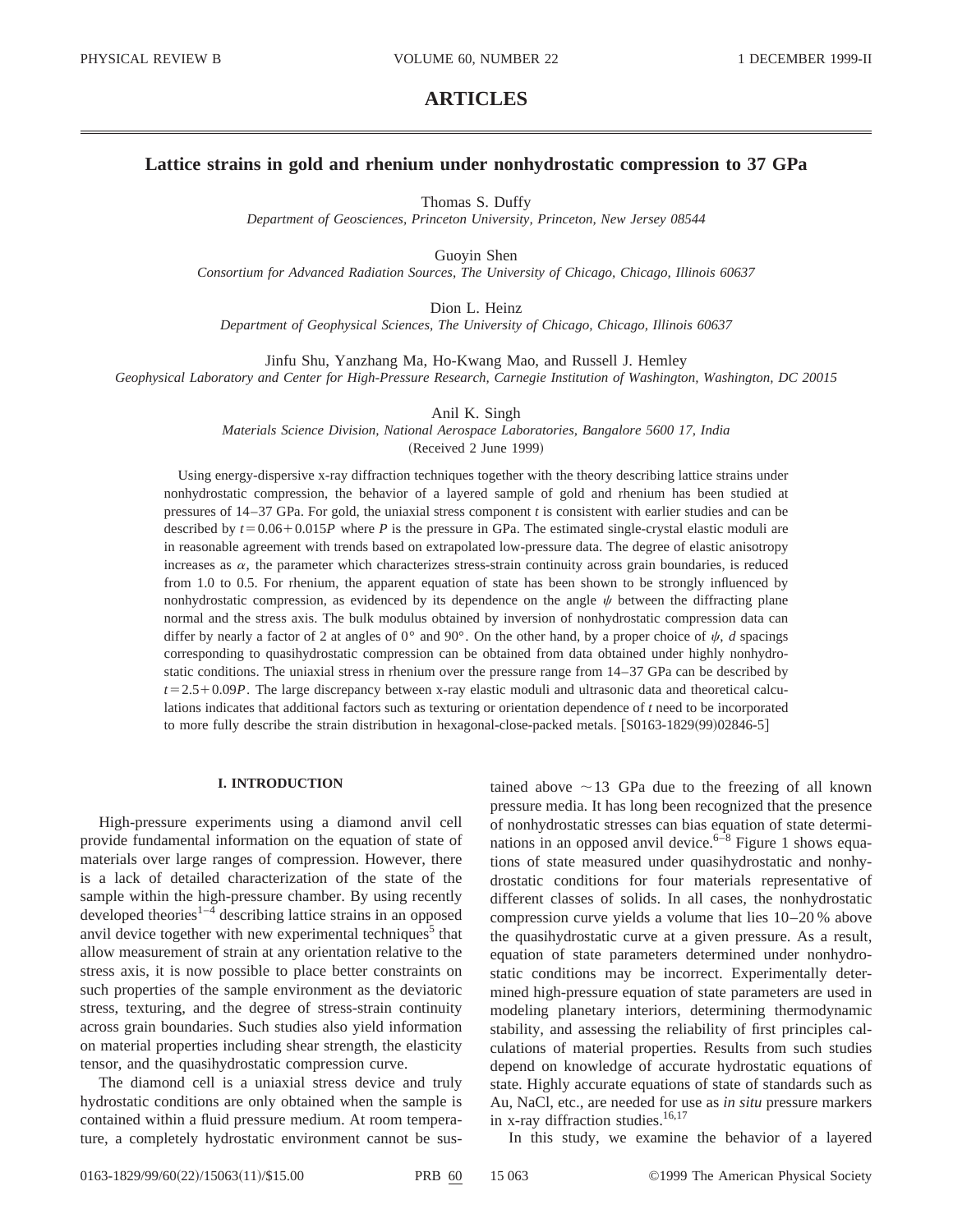# ARTICLES

## Lattice strains in gold and rhenium under nonhydrostatic compression to 37 GPa

Thomas S. Duffy

*Department of Geosciences, Princeton University, Princeton, New Jersey 08544*

Guoyin Shen

*Consortium for Advanced Radiation Sources, The University of Chicago, Chicago, Illinois 60637*

Dion L. Heinz

*Department of Geophysical Sciences, The University of Chicago, Chicago, Illinois 60637*

Jinfu Shu, Yanzhang Ma, Ho-Kwang Mao, and Russell J. Hemley

*Geophysical Laboratory and Center for High-Pressure Research, Carnegie Institution of Washington, Washington, DC 20015*

Anil K. Singh

*Materials Science Division, National Aerospace Laboratories, Bangalore 5600 17, India*

(Received 2 June 1999)

Using energy-dispersive x-ray diffraction techniques together with the theory describing lattice strains under nonhydrostatic compression, the behavior of a layered sample of gold and rhenium has been studied at pressures of 14–37 GPa. For gold, the uniaxial stress component $t$ is consistent with earlier studies and can be described by $t=0.06+0.015P$ where $P$ is the pressure in GPa. The estimated single-crystal elastic moduli are in reasonable agreement with trends based on extrapolated low-pressure data. The degree of elastic anisotropy increases as $\alpha$, the parameter which characterizes stress-strain continuity across grain boundaries, is reduced from 1.0 to 0.5. For rhenium, the apparent equation of state has been shown to be strongly influenced by nonhydrostatic compression, as evidenced by its dependence on the angle $\psi$ between the diffracting plane normal and the stress axis. The bulk modulus obtained by inversion of nonhydrostatic compression data can differ by nearly a factor of 2 at angles of 0° and 90°. On the other hand, by a proper choice of $\psi$, $d$ spacings corresponding to quasihydrostatic compression can be obtained from data obtained under highly nonhydrostatic conditions. The uniaxial stress in rhenium over the pressure range from 14–37 GPa can be described by $t=2.5+0.09P$. The large discrepancy between x-ray elastic moduli and ultrasonic data and theoretical calculations indicates that additional factors such as texturing or orientation dependence of $t$ need to be incorporated to more fully describe the strain distribution in hexagonal-close-packed metals. [S0163-1829(99)02846-5]

### I. INTRODUCTION

High-pressure experiments using a diamond anvil cell provide fundamental information on the equation of state of materials over large ranges of compression. However, there is a lack of detailed characterization of the state of the sample within the high-pressure chamber. By using recently developed theories[1–4] describing lattice strains in an opposed anvil device together with new experimental techniques[5] that allow measurement of strain at any orientation relative to the stress axis, it is now possible to place better constraints on such properties of the sample environment as the deviatoric stress, texturing, and the degree of stress-strain continuity across grain boundaries. Such studies also yield information on material properties including shear strength, the elasticity tensor, and the quasihydrostatic compression curve.

The diamond cell is a uniaxial stress device and truly hydrostatic conditions are only obtained when the sample is contained within a fluid pressure medium. At room temperature, a completely hydrostatic environment cannot be sustained above $\sim$13 GPa due to the freezing of all known pressure media. It has long been recognized that the presence of nonhydrostatic stresses can bias equation of state determinations in an opposed anvil device.[6–8] Figure 1 shows equations of state measured under quasihydrostatic and nonhydrostatic conditions for four materials representative of different classes of solids. In all cases, the nonhydrostatic compression curve yields a volume that lies 10–20 % above the quasihydrostatic curve at a given pressure. As a result, equation of state parameters determined under nonhydrostatic conditions may be incorrect. Experimentally determined high-pressure equation of state parameters are used in modeling planetary interiors, determining thermodynamic stability, and assessing the reliability of first principles calculations of material properties. Results from such studies depend on knowledge of accurate hydrostatic equations of state. Highly accurate equations of state of standards such as Au, NaCl, etc., are needed for use as *in situ* pressure markers in x-ray diffraction studies.[16,17]

In this study, we examine the behavior of a layered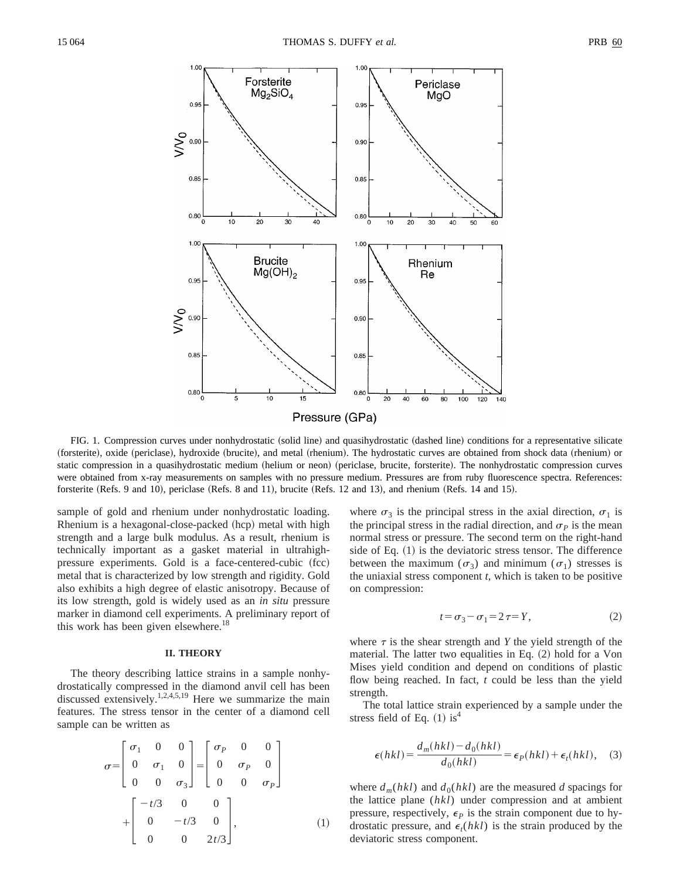FIG. 1. Compression curves under nonhydrostatic (solid line) and quasihydrostatic (dashed line) conditions for a representative silicate (forsterite), oxide (periclase), hydroxide (brucite), and metal (rhenium). The hydrostatic curves are obtained from shock data (rhenium) or static compression in a quasihydrostatic medium (helium or neon) (periclase, brucite, forsterite). The nonhydrostatic compression curves were obtained from x-ray measurements on samples with no pressure medium. Pressures are from ruby fluorescence spectra. References: forsterite (Refs. 9 and 10), periclase (Refs. 8 and 11), brucite (Refs. 12 and 13), and rhenium (Refs. 14 and 15).

sample of gold and rhenium under nonhydrostatic loading. Rhenium is a hexagonal-close-packed (hcp) metal with high strength and a large bulk modulus. As a result, rhenium is technically important as a gasket material in ultrahigh-pressure experiments. Gold is a face-centered-cubic (fcc) metal that is characterized by low strength and rigidity. Gold also exhibits a high degree of elastic anisotropy. Because of its low strength, gold is widely used as an *in situ* pressure marker in diamond cell experiments. A preliminary report of this work has been given elsewhere.[18]

## II. THEORY

The theory describing lattice strains in a sample nonhydrostatically compressed in the diamond anvil cell has been discussed extensively.[1,2,4,5,19] Here we summarize the main features. The stress tensor in the center of a diamond cell sample can be written as

$$\sigma = \begin{bmatrix} \sigma_1 & 0 & 0 \\ 0 & \sigma_1 & 0 \\ 0 & 0 & \sigma_3 \end{bmatrix} = \begin{bmatrix} \sigma_P & 0 & 0 \\ 0 & \sigma_P & 0 \\ 0 & 0 & \sigma_P \end{bmatrix} + \begin{bmatrix} -t/3 & 0 & 0 \\ 0 & -t/3 & 0 \\ 0 & 0 & 2t/3 \end{bmatrix}, \tag{1}$$

where $\sigma_3$ is the principal stress in the axial direction, $\sigma_1$ is the principal stress in the radial direction, and $\sigma_P$ is the mean normal stress or pressure. The second term on the right-hand side of Eq. (1) is the deviatoric stress tensor. The difference between the maximum ($\sigma_3$) and minimum ($\sigma_1$) stresses is the uniaxial stress component $t$, which is taken to be positive on compression:

$$t = \sigma_3 - \sigma_1 = 2\tau = Y, \tag{2}$$

where $\tau$ is the shear strength and $Y$ the yield strength of the material. The latter two equalities in Eq. (2) hold for a Von Mises yield condition and depend on conditions of plastic flow being reached. In fact, $t$ could be less than the yield strength.

The total lattice strain experienced by a sample under the stress field of Eq. (1) is[4]

$$\epsilon(hkl) = \frac{d_m(hkl) - d_0(hkl)}{d_0(hkl)} = \epsilon_P(hkl) + \epsilon_t(hkl), \tag{3}$$

where $d_m(hkl)$ and $d_0(hkl)$ are the measured $d$ spacings for the lattice plane ($hkl$) under compression and at ambient pressure, respectively, $\epsilon_P$ is the strain component due to hydrostatic pressure, and $\epsilon_t(hkl)$ is the strain produced by the deviatoric stress component.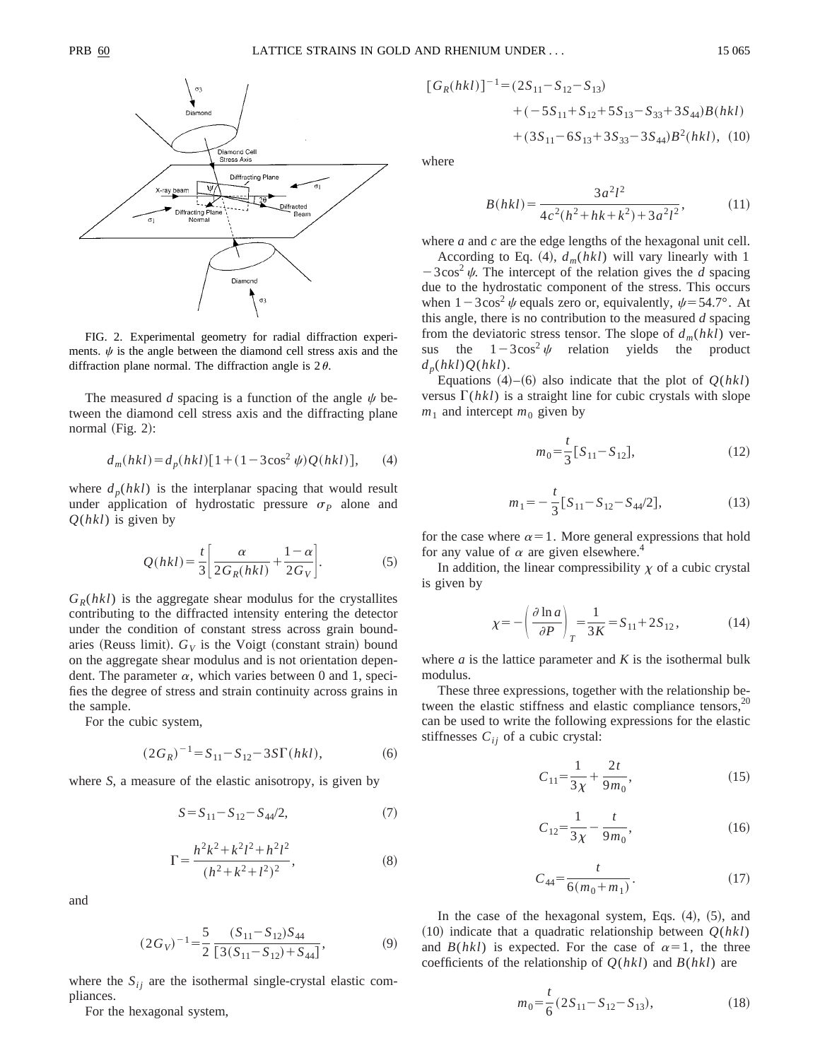FIG. 2. Experimental geometry for radial diffraction experiments. $\psi$ is the angle between the diamond cell stress axis and the diffraction plane normal. The diffraction angle is $2\theta$.

The measured $d$ spacing is a function of the angle $\psi$ between the diamond cell stress axis and the diffracting plane normal (Fig. 2):

$$d_m(hkl)=d_p(hkl)[1+(1-3\cos^2\psi)Q(hkl)], \tag{4}$$

where $d_p(hkl)$ is the interplanar spacing that would result under application of hydrostatic pressure $\sigma_P$ alone and $Q(hkl)$ is given by

$$Q(hkl)=\frac{t}{3}\left[\frac{\alpha}{2G_R(hkl)}+\frac{1-\alpha}{2G_V}\right]. \tag{5}$$

$G_R(hkl)$ is the aggregate shear modulus for the crystallites contributing to the diffracted intensity entering the detector under the condition of constant stress across grain boundaries (Reuss limit). $G_V$ is the Voigt (constant strain) bound on the aggregate shear modulus and is not orientation dependent. The parameter $\alpha$, which varies between 0 and 1, specifies the degree of stress and strain continuity across grains in the sample.

For the cubic system,

$$(2G_R)^{-1}=S_{11}-S_{12}-3S\Gamma(hkl), \tag{6}$$

where $S$, a measure of the elastic anisotropy, is given by

$$S=S_{11}-S_{12}-S_{44}/2, \tag{7}$$

$$\Gamma=\frac{h^2k^2+k^2l^2+h^2l^2}{(h^2+k^2+l^2)^2}, \tag{8}$$

and

$$(2G_V)^{-1}=\frac{5}{2}\frac{(S_{11}-S_{12})S_{44}}{[3(S_{11}-S_{12})+S_{44}]}, \tag{9}$$

where the $S_{ij}$ are the isothermal single-crystal elastic compliances.

For the hexagonal system,

$$\begin{aligned}[G_R(hkl)]^{-1}=&(2S_{11}-S_{12}-S_{13})\\&+(-5S_{11}+S_{12}+5S_{13}-S_{33}+3S_{44})B(hkl)\\&+(3S_{11}-6S_{13}+3S_{33}-3S_{44})B^2(hkl),\end{aligned} \tag{10}$$

where

$$B(hkl)=\frac{3a^2l^2}{4c^2(h^2+hk+k^2)+3a^2l^2}, \tag{11}$$

where $a$ and $c$ are the edge lengths of the hexagonal unit cell.

According to Eq. (4), $d_m(hkl)$ will vary linearly with $1-3\cos^2\psi$. The intercept of the relation gives the $d$ spacing due to the hydrostatic component of the stress. This occurs when $1-3\cos^2\psi$ equals zero or, equivalently, $\psi=54.7°$. At this angle, there is no contribution to the measured $d$ spacing from the deviatoric stress tensor. The slope of $d_m(hkl)$ versus the $1-3\cos^2\psi$ relation yields the product $d_p(hkl)Q(hkl)$.

Equations (4)–(6) also indicate that the plot of $Q(hkl)$ versus $\Gamma(hkl)$ is a straight line for cubic crystals with slope $m_1$ and intercept $m_0$ given by

$$m_0=\frac{t}{3}[S_{11}-S_{12}], \tag{12}$$

$$m_1=-\frac{t}{3}[S_{11}-S_{12}-S_{44}/2], \tag{13}$$

for the case where $\alpha=1$. More general expressions that hold for any value of $\alpha$ are given elsewhere.[4]

In addition, the linear compressibility $\chi$ of a cubic crystal is given by

$$\chi=-\left(\frac{\partial\ln a}{\partial P}\right)_T=\frac{1}{3K}=S_{11}+2S_{12}, \tag{14}$$

where $a$ is the lattice parameter and $K$ is the isothermal bulk modulus.

These three expressions, together with the relationship between the elastic stiffness and elastic compliance tensors,[20] can be used to write the following expressions for the elastic stiffnesses $C_{ij}$ of a cubic crystal:

$$C_{11}=\frac{1}{3\chi}+\frac{2t}{9m_0}, \tag{15}$$

$$C_{12}=\frac{1}{3\chi}-\frac{t}{9m_0}, \tag{16}$$

$$C_{44}=\frac{t}{6(m_0+m_1)}. \tag{17}$$

In the case of the hexagonal system, Eqs. (4), (5), and (10) indicate that a quadratic relationship between $Q(hkl)$ and $B(hkl)$ is expected. For the case of $\alpha=1$, the three coefficients of the relationship of $Q(hkl)$ and $B(hkl)$ are

$$m_0=\frac{t}{6}(2S_{11}-S_{12}-S_{13}), \tag{18}$$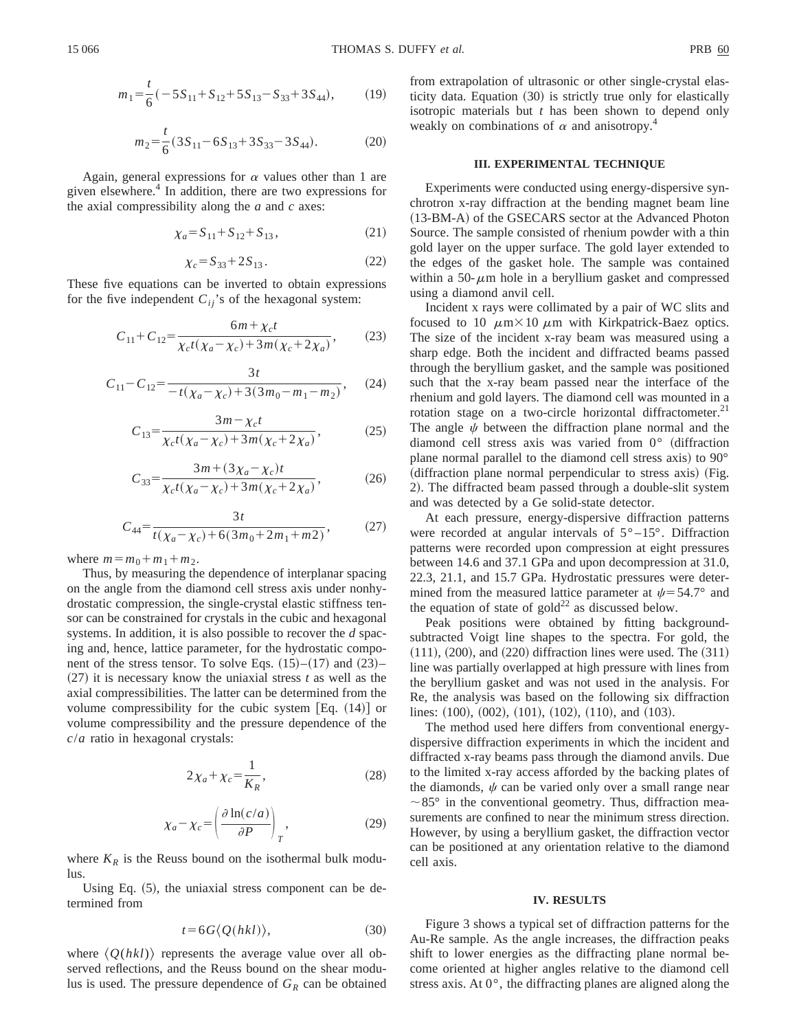$$m_1 = \frac{t}{6}(-5S_{11} + S_{12} + 5S_{13} - S_{33} + 3S_{44}), \tag{19}$$

$$m_2 = \frac{t}{6}(3S_{11} - 6S_{13} + 3S_{33} - 3S_{44}). \tag{20}$$

Again, general expressions for $\alpha$ values other than 1 are given elsewhere.[4] In addition, there are two expressions for the axial compressibility along the $a$ and $c$ axes:

$$\chi_a = S_{11} + S_{12} + S_{13}, \tag{21}$$

$$\chi_c = S_{33} + 2S_{13}. \tag{22}$$

These five equations can be inverted to obtain expressions for the five independent $C_{ij}$'s of the hexagonal system:

$$C_{11} + C_{12} = \frac{6m + \chi_c t}{\chi_c t(\chi_a - \chi_c) + 3m(\chi_c + 2\chi_a)}, \tag{23}$$

$$C_{11} - C_{12} = \frac{3t}{-t(\chi_a - \chi_c) + 3(3m_0 - m_1 - m_2)}, \tag{24}$$

$$C_{13} = \frac{3m - \chi_c t}{\chi_c t(\chi_a - \chi_c) + 3m(\chi_c + 2\chi_a)}, \tag{25}$$

$$C_{33} = \frac{3m + (3\chi_a - \chi_c)t}{\chi_c t(\chi_a - \chi_c) + 3m(\chi_c + 2\chi_a)}, \tag{26}$$

$$C_{44} = \frac{3t}{t(\chi_a - \chi_c) + 6(3m_0 + 2m_1 + m2)}, \tag{27}$$

where $m = m_0 + m_1 + m_2$.

Thus, by measuring the dependence of interplanar spacing on the angle from the diamond cell stress axis under nonhydrostatic compression, the single-crystal elastic stiffness tensor can be constrained for crystals in the cubic and hexagonal systems. In addition, it is also possible to recover the $d$ spacing and, hence, lattice parameter, for the hydrostatic component of the stress tensor. To solve Eqs. (15)–(17) and (23)–(27) it is necessary know the uniaxial stress $t$ as well as the axial compressibilities. The latter can be determined from the volume compressibility for the cubic system [Eq. (14)] or volume compressibility and the pressure dependence of the $c/a$ ratio in hexagonal crystals:

$$2\chi_a + \chi_c = \frac{1}{K_R}, \tag{28}$$

$$\chi_a - \chi_c = \left(\frac{\partial \ln(c/a)}{\partial P}\right)_T, \tag{29}$$

where $K_R$ is the Reuss bound on the isothermal bulk modulus.

Using Eq. (5), the uniaxial stress component can be determined from

$$t = 6G\langle Q(hkl)\rangle, \tag{30}$$

where $\langle Q(hkl)\rangle$ represents the average value over all observed reflections, and the Reuss bound on the shear modulus is used. The pressure dependence of $G_R$ can be obtained from extrapolation of ultrasonic or other single-crystal elasticity data. Equation (30) is strictly true only for elastically isotropic materials but $t$ has been shown to depend only weakly on combinations of $\alpha$ and anisotropy.[4]

## III. EXPERIMENTAL TECHNIQUE

Experiments were conducted using energy-dispersive synchrotron x-ray diffraction at the bending magnet beam line (13-BM-A) of the GSECARS sector at the Advanced Photon Source. The sample consisted of rhenium powder with a thin gold layer on the upper surface. The gold layer extended to the edges of the gasket hole. The sample was contained within a 50-$\mu$m hole in a beryllium gasket and compressed using a diamond anvil cell.

Incident x rays were collimated by a pair of WC slits and focused to 10 $\mu$m$\times$10 $\mu$m with Kirkpatrick-Baez optics. The size of the incident x-ray beam was measured using a sharp edge. Both the incident and diffracted beams passed through the beryllium gasket, and the sample was positioned such that the x-ray beam passed near the interface of the rhenium and gold layers. The diamond cell was mounted in a rotation stage on a two-circle horizontal diffractometer.[21] The angle $\psi$ between the diffraction plane normal and the diamond cell stress axis was varied from 0° (diffraction plane normal parallel to the diamond cell stress axis) to 90° (diffraction plane normal perpendicular to stress axis) (Fig. 2). The diffracted beam passed through a double-slit system and was detected by a Ge solid-state detector.

At each pressure, energy-dispersive diffraction patterns were recorded at angular intervals of 5°–15°. Diffraction patterns were recorded upon compression at eight pressures between 14.6 and 37.1 GPa and upon decompression at 31.0, 22.3, 21.1, and 15.7 GPa. Hydrostatic pressures were determined from the measured lattice parameter at $\psi$=54.7° and the equation of state of gold[22] as discussed below.

Peak positions were obtained by fitting background-subtracted Voigt line shapes to the spectra. For gold, the (111), (200), and (220) diffraction lines were used. The (311) line was partially overlapped at high pressure with lines from the beryllium gasket and was not used in the analysis. For Re, the analysis was based on the following six diffraction lines: (100), (002), (101), (102), (110), and (103).

The method used here differs from conventional energy-dispersive diffraction experiments in which the incident and diffracted x-ray beams pass through the diamond anvils. Due to the limited x-ray access afforded by the backing plates of the diamonds, $\psi$ can be varied only over a small range near ~85° in the conventional geometry. Thus, diffraction measurements are confined to near the minimum stress direction. However, by using a beryllium gasket, the diffraction vector can be positioned at any orientation relative to the diamond cell axis.

## IV. RESULTS

Figure 3 shows a typical set of diffraction patterns for the Au-Re sample. As the angle increases, the diffraction peaks shift to lower energies as the diffracting plane normal become oriented at higher angles relative to the diamond cell stress axis. At 0°, the diffracting planes are aligned along the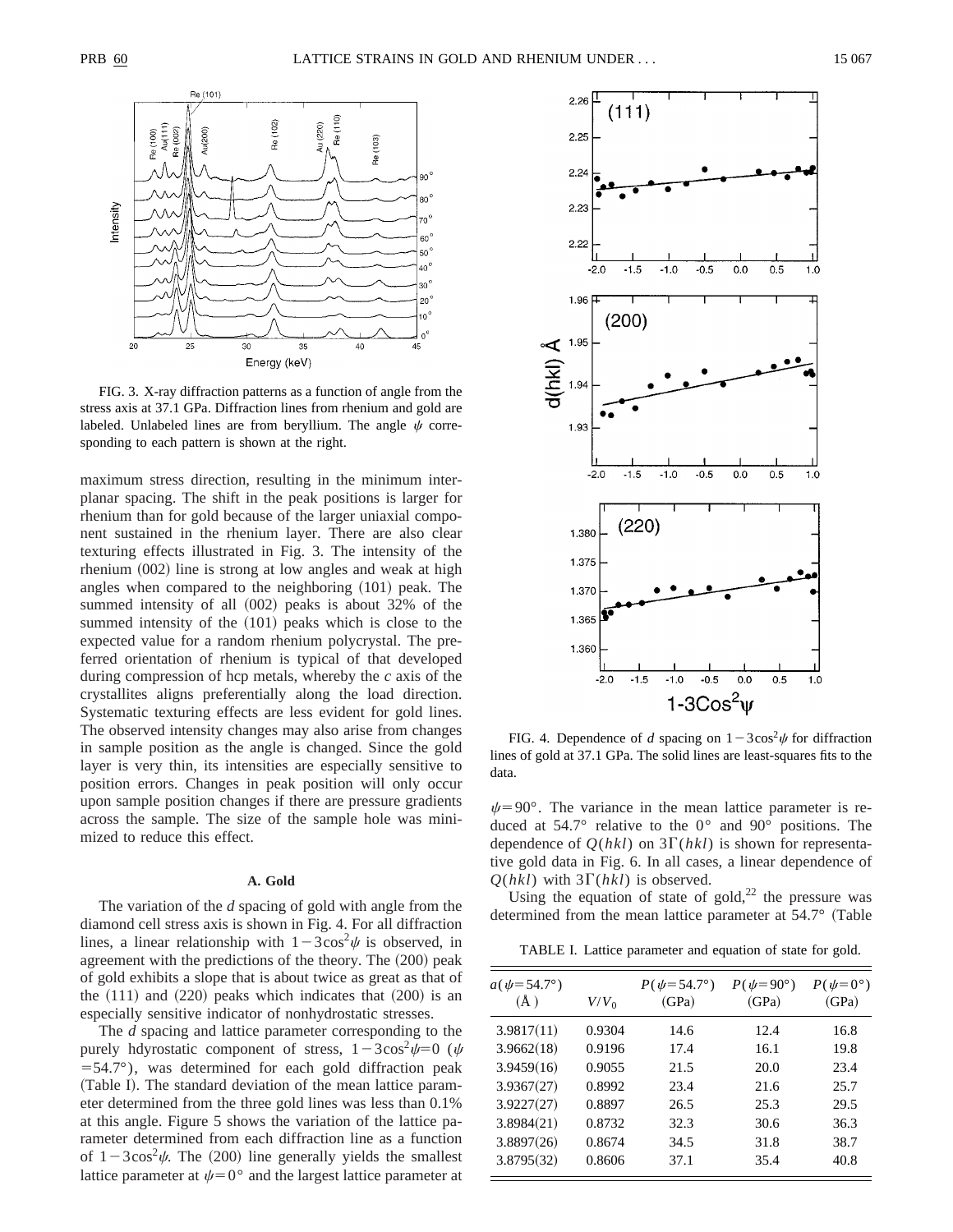FIG. 3. X-ray diffraction patterns as a function of angle from the stress axis at 37.1 GPa. Diffraction lines from rhenium and gold are labeled. Unlabeled lines are from beryllium. The angle $\psi$ corresponding to each pattern is shown at the right.

maximum stress direction, resulting in the minimum interplanar spacing. The shift in the peak positions is larger for rhenium than for gold because of the larger uniaxial component sustained in the rhenium layer. There are also clear texturing effects illustrated in Fig. 3. The intensity of the rhenium (002) line is strong at low angles and weak at high angles when compared to the neighboring (101) peak. The summed intensity of all (002) peaks is about 32% of the summed intensity of the (101) peaks which is close to the expected value for a random rhenium polycrystal. The preferred orientation of rhenium is typical of that developed during compression of hcp metals, whereby the *c* axis of the crystallites aligns preferentially along the load direction. Systematic texturing effects are less evident for gold lines. The observed intensity changes may also arise from changes in sample position as the angle is changed. Since the gold layer is very thin, its intensities are especially sensitive to position errors. Changes in peak position will only occur upon sample position changes if there are pressure gradients across the sample. The size of the sample hole was minimized to reduce this effect.

### A. Gold

The variation of the *d* spacing of gold with angle from the diamond cell stress axis is shown in Fig. 4. For all diffraction lines, a linear relationship with $1-3\cos^2\psi$ is observed, in agreement with the predictions of the theory. The (200) peak of gold exhibits a slope that is about twice as great as that of the (111) and (220) peaks which indicates that (200) is an especially sensitive indicator of nonhydrostatic stresses.

The *d* spacing and lattice parameter corresponding to the purely hdyrostatic component of stress, $1-3\cos^2\psi=0$ ($\psi=54.7°$), was determined for each gold diffraction peak (Table I). The standard deviation of the mean lattice parameter determined from the three gold lines was less than 0.1% at this angle. Figure 5 shows the variation of the lattice parameter determined from each diffraction line as a function of $1-3\cos^2\psi$. The (200) line generally yields the smallest lattice parameter at $\psi=0°$ and the largest lattice parameter at $\psi=90°$. The variance in the mean lattice parameter is reduced at 54.7° relative to the 0° and 90° positions. The dependence of $Q(hkl)$ on $3\Gamma(hkl)$ is shown for representative gold data in Fig. 6. In all cases, a linear dependence of $Q(hkl)$ with $3\Gamma(hkl)$ is observed.

FIG. 4. Dependence of *d* spacing on $1-3\cos^2\psi$ for diffraction lines of gold at 37.1 GPa. The solid lines are least-squares fits to the data.

Using the equation of state of gold,[22] the pressure was determined from the mean lattice parameter at 54.7° (Table

TABLE I. Lattice parameter and equation of state for gold.

| $a(\psi=54.7°)$ (Å) | $V/V_0$ | $P(\psi=54.7°)$ (GPa) | $P(\psi=90°)$ (GPa) | $P(\psi=0°)$ (GPa) |
|---|---|---|---|---|
| 3.9817(11) | 0.9304 | 14.6 | 12.4 | 16.8 |
| 3.9662(18) | 0.9196 | 17.4 | 16.1 | 19.8 |
| 3.9459(16) | 0.9055 | 21.5 | 20.0 | 23.4 |
| 3.9367(27) | 0.8992 | 23.4 | 21.6 | 25.7 |
| 3.9227(27) | 0.8897 | 26.5 | 25.3 | 29.5 |
| 3.8984(21) | 0.8732 | 32.3 | 30.6 | 36.3 |
| 3.8897(26) | 0.8674 | 34.5 | 31.8 | 38.7 |
| 3.8795(32) | 0.8606 | 37.1 | 35.4 | 40.8 |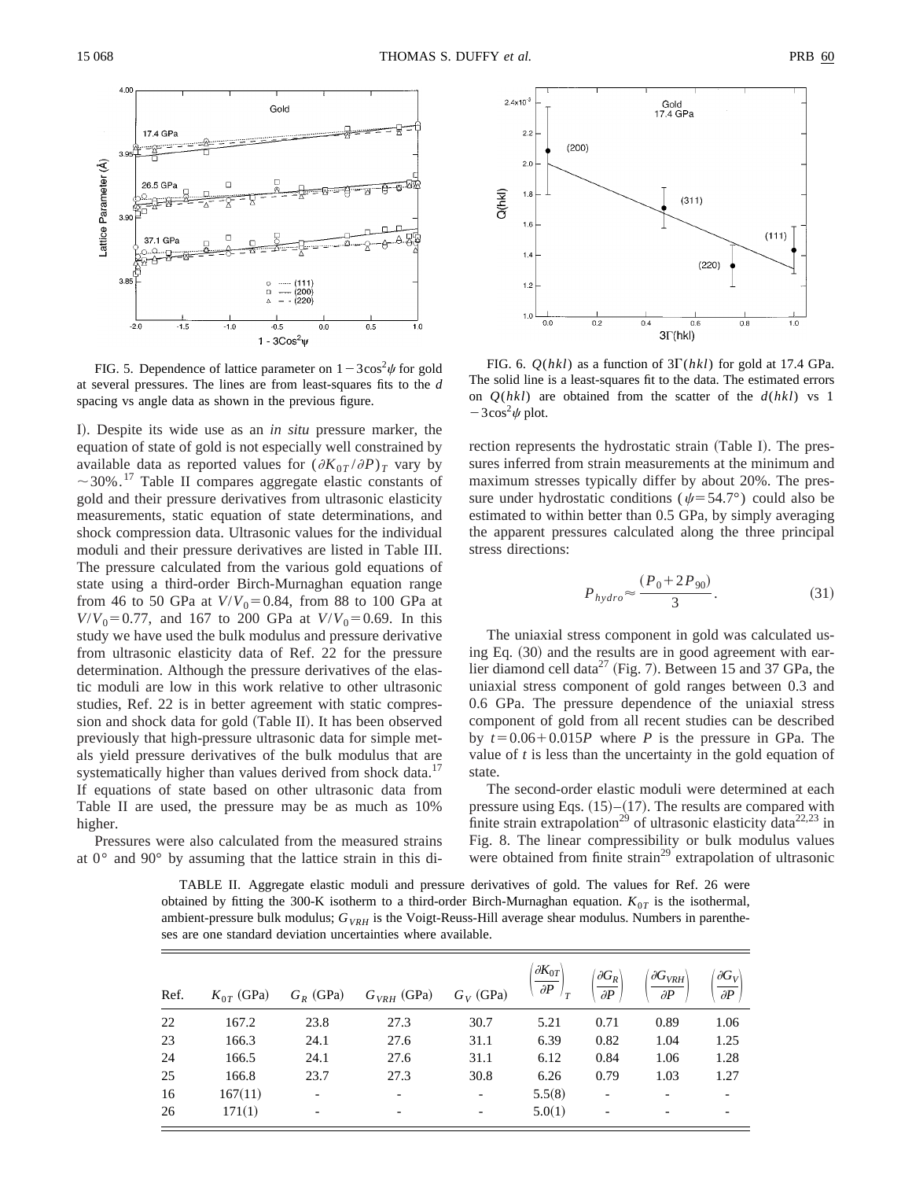FIG. 5. Dependence of lattice parameter on $1-3\cos^2\psi$ for gold at several pressures. The lines are from least-squares fits to the $d$ spacing vs angle data as shown in the previous figure.

FIG. 6. $Q(hkl)$ as a function of $3\Gamma(hkl)$ for gold at 17.4 GPa. The solid line is a least-squares fit to the data. The estimated errors on $Q(hkl)$ are obtained from the scatter of the $d(hkl)$ vs $1-3\cos^2\psi$ plot.

I). Despite its wide use as an *in situ* pressure marker, the equation of state of gold is not especially well constrained by available data as reported values for $(\partial K_{0T}/\partial P)_T$ vary by $\sim$30%.[17] Table II compares aggregate elastic constants of gold and their pressure derivatives from ultrasonic elasticity measurements, static equation of state determinations, and shock compression data. Ultrasonic values for the individual moduli and their pressure derivatives are listed in Table III. The pressure calculated from the various gold equations of state using a third-order Birch-Murnaghan equation range from 46 to 50 GPa at $V/V_0=0.84$, from 88 to 100 GPa at $V/V_0=0.77$, and 167 to 200 GPa at $V/V_0=0.69$. In this study we have used the bulk modulus and pressure derivative from ultrasonic elasticity data of Ref. 22 for the pressure determination. Although the pressure derivatives of the elastic moduli are low in this work relative to other ultrasonic studies, Ref. 22 is in better agreement with static compression and shock data for gold (Table II). It has been observed previously that high-pressure ultrasonic data for simple metals yield pressure derivatives of the bulk modulus that are systematically higher than values derived from shock data.[17] If equations of state based on other ultrasonic data from Table II are used, the pressure may be as much as 10% higher.

Pressures were also calculated from the measured strains at 0° and 90° by assuming that the lattice strain in this direction represents the hydrostatic strain (Table I). The pressures inferred from strain measurements at the minimum and maximum stresses typically differ by about 20%. The pressure under hydrostatic conditions ($\psi=54.7°$) could also be estimated to within better than 0.5 GPa, by simply averaging the apparent pressures calculated along the three principal stress directions:

$$P_{hydro} \approx \frac{(P_0 + 2P_{90})}{3}. \tag{31}$$

The uniaxial stress component in gold was calculated using Eq. (30) and the results are in good agreement with earlier diamond cell data[27] (Fig. 7). Between 15 and 37 GPa, the uniaxial stress component of gold ranges between 0.3 and 0.6 GPa. The pressure dependence of the uniaxial stress component of gold from all recent studies can be described by $t=0.06+0.015P$ where $P$ is the pressure in GPa. The value of $t$ is less than the uncertainty in the gold equation of state.

The second-order elastic moduli were determined at each pressure using Eqs. (15)–(17). The results are compared with finite strain extrapolation[29] of ultrasonic elasticity data[22,23] in Fig. 8. The linear compressibility or bulk modulus values were obtained from finite strain[29] extrapolation of ultrasonic

TABLE II. Aggregate elastic moduli and pressure derivatives of gold. The values for Ref. 26 were obtained by fitting the 300-K isotherm to a third-order Birch-Murnaghan equation. $K_{0T}$ is the isothermal, ambient-pressure bulk modulus; $G_{VRH}$ is the Voigt-Reuss-Hill average shear modulus. Numbers in parentheses are one standard deviation uncertainties where available.

| Ref. | $K_{0T}$ (GPa) | $G_R$ (GPa) | $G_{VRH}$ (GPa) | $G_V$ (GPa) | $\left(\frac{\partial K_{0T}}{\partial P}\right)_T$ | $\left(\frac{\partial G_R}{\partial P}\right)$ | $\left(\frac{\partial G_{VRH}}{\partial P}\right)$ | $\left(\frac{\partial G_V}{\partial P}\right)$ |
|---|---|---|---|---|---|---|---|---|
| 22 | 167.2 | 23.8 | 27.3 | 30.7 | 5.21 | 0.71 | 0.89 | 1.06 |
| 23 | 166.3 | 24.1 | 27.6 | 31.1 | 6.39 | 0.82 | 1.04 | 1.25 |
| 24 | 166.5 | 24.1 | 27.6 | 31.1 | 6.12 | 0.84 | 1.06 | 1.28 |
| 25 | 166.8 | 23.7 | 27.3 | 30.8 | 6.26 | 0.79 | 1.03 | 1.27 |
| 16 | 167(11) | - | - | - | 5.5(8) | - | - | - |
| 26 | 171(1) | - | - | - | 5.0(1) | - | - | - |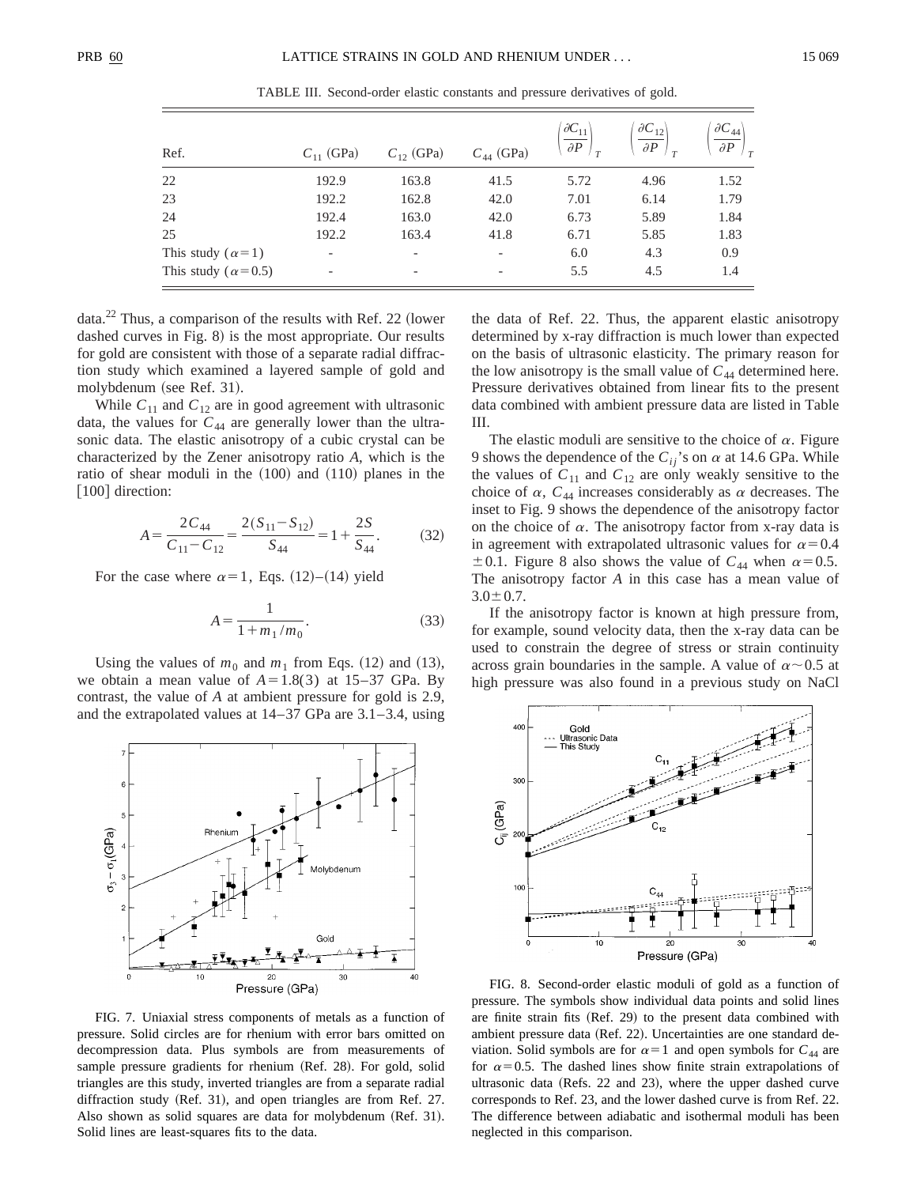TABLE III. Second-order elastic constants and pressure derivatives of gold.

| Ref. | $C_{11}$ (GPa) | $C_{12}$ (GPa) | $C_{44}$ (GPa) | $\left(\frac{\partial C_{11}}{\partial P}\right)_T$ | $\left(\frac{\partial C_{12}}{\partial P}\right)_T$ | $\left(\frac{\partial C_{44}}{\partial P}\right)_T$ |
|---|---|---|---|---|---|---|
| 22 | 192.9 | 163.8 | 41.5 | 5.72 | 4.96 | 1.52 |
| 23 | 192.2 | 162.8 | 42.0 | 7.01 | 6.14 | 1.79 |
| 24 | 192.4 | 163.0 | 42.0 | 6.73 | 5.89 | 1.84 |
| 25 | 192.2 | 163.4 | 41.8 | 6.71 | 5.85 | 1.83 |
| This study ($\alpha=1$) | - | - | - | 6.0 | 4.3 | 0.9 |
| This study ($\alpha=0.5$) | - | - | - | 5.5 | 4.5 | 1.4 |

data.[22] Thus, a comparison of the results with Ref. 22 (lower dashed curves in Fig. 8) is the most appropriate. Our results for gold are consistent with those of a separate radial diffraction study which examined a layered sample of gold and molybdenum (see Ref. 31).

While $C_{11}$ and $C_{12}$ are in good agreement with ultrasonic data, the values for $C_{44}$ are generally lower than the ultrasonic data. The elastic anisotropy of a cubic crystal can be characterized by the Zener anisotropy ratio $A$, which is the ratio of shear moduli in the (100) and (110) planes in the [100] direction:

$$A=\frac{2C_{44}}{C_{11}-C_{12}}=\frac{2(S_{11}-S_{12})}{S_{44}}=1+\frac{2S}{S_{44}}. \tag{32}$$

For the case where $\alpha=1$, Eqs. (12)–(14) yield

$$A=\frac{1}{1+m_1/m_0}. \tag{33}$$

Using the values of $m_0$ and $m_1$ from Eqs. (12) and (13), we obtain a mean value of $A=1.8(3)$ at 15–37 GPa. By contrast, the value of $A$ at ambient pressure for gold is 2.9, and the extrapolated values at 14–37 GPa are 3.1–3.4, using the data of Ref. 22. Thus, the apparent elastic anisotropy determined by x-ray diffraction is much lower than expected on the basis of ultrasonic elasticity. The primary reason for the low anisotropy is the small value of $C_{44}$ determined here. Pressure derivatives obtained from linear fits to the present data combined with ambient pressure data are listed in Table III.

The elastic moduli are sensitive to the choice of $\alpha$. Figure 9 shows the dependence of the $C_{ij}$'s on $\alpha$ at 14.6 GPa. While the values of $C_{11}$ and $C_{12}$ are only weakly sensitive to the choice of $\alpha$, $C_{44}$ increases considerably as $\alpha$ decreases. The inset to Fig. 9 shows the dependence of the anisotropy factor on the choice of $\alpha$. The anisotropy factor from x-ray data is in agreement with extrapolated ultrasonic values for $\alpha=0.4\pm0.1$. Figure 8 also shows the value of $C_{44}$ when $\alpha=0.5$. The anisotropy factor $A$ in this case has a mean value of $3.0\pm0.7$.

If the anisotropy factor is known at high pressure from, for example, sound velocity data, then the x-ray data can be used to constrain the degree of stress or strain continuity across grain boundaries in the sample. A value of $\alpha\sim0.5$ at high pressure was also found in a previous study on NaCl

FIG. 7. Uniaxial stress components of metals as a function of pressure. Solid circles are for rhenium with error bars omitted on decompression data. Plus symbols are from measurements of sample pressure gradients for rhenium (Ref. 28). For gold, solid triangles are this study, inverted triangles are from a separate radial diffraction study (Ref. 31), and open triangles are from Ref. 27. Also shown as solid squares are data for molybdenum (Ref. 31). Solid lines are least-squares fits to the data.

FIG. 8. Second-order elastic moduli of gold as a function of pressure. The symbols show individual data points and solid lines are finite strain fits (Ref. 29) to the present data combined with ambient pressure data (Ref. 22). Uncertainties are one standard deviation. Solid symbols are for $\alpha=1$ and open symbols for $C_{44}$ are for $\alpha=0.5$. The dashed lines show finite strain extrapolations of ultrasonic data (Refs. 22 and 23), where the upper dashed curve corresponds to Ref. 23, and the lower dashed curve is from Ref. 22. The difference between adiabatic and isothermal moduli has been neglected in this comparison.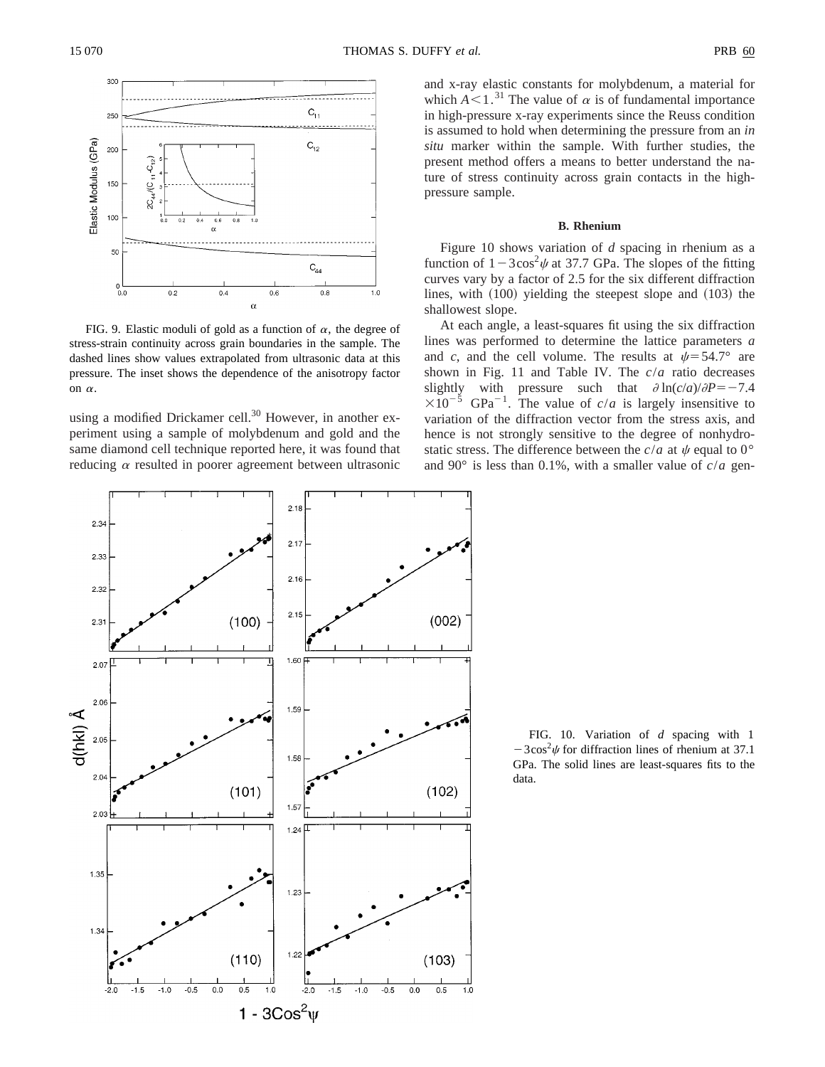FIG. 9. Elastic moduli of gold as a function of $\alpha$, the degree of stress-strain continuity across grain boundaries in the sample. The dashed lines show values extrapolated from ultrasonic data at this pressure. The inset shows the dependence of the anisotropy factor on $\alpha$.

using a modified Drickamer cell.[30] However, in another experiment using a sample of molybdenum and gold and the same diamond cell technique reported here, it was found that reducing $\alpha$ resulted in poorer agreement between ultrasonic and x-ray elastic constants for molybdenum, a material for which $A<1$.[31] The value of $\alpha$ is of fundamental importance in high-pressure x-ray experiments since the Reuss condition is assumed to hold when determining the pressure from an *in situ* marker within the sample. With further studies, the present method offers a means to better understand the nature of stress continuity across grain contacts in the high-pressure sample.

### B. Rhenium

Figure 10 shows variation of *d* spacing in rhenium as a function of $1-3\cos^2\psi$ at 37.7 GPa. The slopes of the fitting curves vary by a factor of 2.5 for the six different diffraction lines, with (100) yielding the steepest slope and (103) the shallowest slope.

At each angle, a least-squares fit using the six diffraction lines was performed to determine the lattice parameters *a* and *c*, and the cell volume. The results at $\psi=54.7°$ are shown in Fig. 11 and Table IV. The $c/a$ ratio decreases slightly with pressure such that $\partial \ln(c/a)/\partial P=-7.4\times10^{-5}\ \mathrm{GPa}^{-1}$. The value of $c/a$ is largely insensitive to variation of the diffraction vector from the stress axis, and hence is not strongly sensitive to the degree of nonhydrostatic stress. The difference between the $c/a$ at $\psi$ equal to 0° and 90° is less than 0.1%, with a smaller value of $c/a$ gen-

FIG. 10. Variation of *d* spacing with $1-3\cos^2\psi$ for diffraction lines of rhenium at 37.1 GPa. The solid lines are least-squares fits to the data.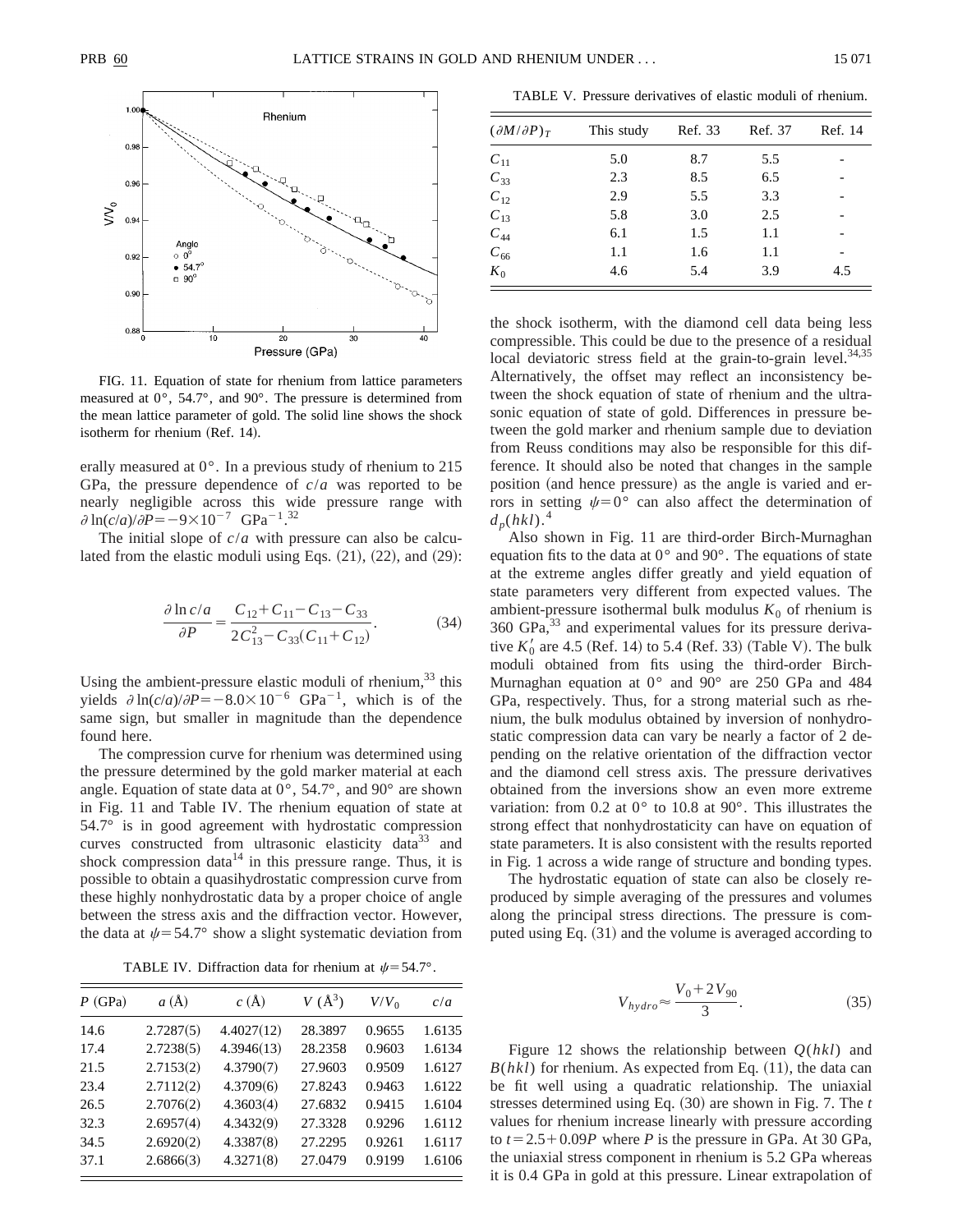FIG. 11. Equation of state for rhenium from lattice parameters measured at 0°, 54.7°, and 90°. The pressure is determined from the mean lattice parameter of gold. The solid line shows the shock isotherm for rhenium (Ref. 14).

erally measured at 0°. In a previous study of rhenium to 215 GPa, the pressure dependence of $c/a$ was reported to be nearly negligible across this wide pressure range with $\partial \ln(c/a)/\partial P = -9\times10^{-7}$ GPa$^{-1}$.[32]

The initial slope of $c/a$ with pressure can also be calculated from the elastic moduli using Eqs. (21), (22), and (29):

$$\frac{\partial \ln c/a}{\partial P} = \frac{C_{12}+C_{11}-C_{13}-C_{33}}{2C_{13}^2-C_{33}(C_{11}+C_{12})}. \tag{34}$$

Using the ambient-pressure elastic moduli of rhenium,[33] this yields $\partial \ln(c/a)/\partial P = -8.0\times10^{-6}$ GPa$^{-1}$, which is of the same sign, but smaller in magnitude than the dependence found here.

The compression curve for rhenium was determined using the pressure determined by the gold marker material at each angle. Equation of state data at 0°, 54.7°, and 90° are shown in Fig. 11 and Table IV. The rhenium equation of state at 54.7° is in good agreement with hydrostatic compression curves constructed from ultrasonic elasticity data[33] and shock compression data[14] in this pressure range. Thus, it is possible to obtain a quasihydrostatic compression curve from these highly nonhydrostatic data by a proper choice of angle between the stress axis and the diffraction vector. However, the data at $\psi = 54.7°$ show a slight systematic deviation from

TABLE IV. Diffraction data for rhenium at $\psi = 54.7°$.

| $P$ (GPa) | $a$ (Å) | $c$ (Å) | $V$ (Å$^3$) | $V/V_0$ | $c/a$ |
|---|---|---|---|---|---|
| 14.6 | 2.7287(5) | 4.4027(12) | 28.3897 | 0.9655 | 1.6135 |
| 17.4 | 2.7238(5) | 4.3946(13) | 28.2358 | 0.9603 | 1.6134 |
| 21.5 | 2.7153(2) | 4.3790(7) | 27.9603 | 0.9509 | 1.6127 |
| 23.4 | 2.7112(2) | 4.3709(6) | 27.8243 | 0.9463 | 1.6122 |
| 26.5 | 2.7076(2) | 4.3603(4) | 27.6832 | 0.9415 | 1.6104 |
| 32.3 | 2.6957(4) | 4.3432(9) | 27.3328 | 0.9296 | 1.6112 |
| 34.5 | 2.6920(2) | 4.3387(8) | 27.2295 | 0.9261 | 1.6117 |
| 37.1 | 2.6866(3) | 4.3271(8) | 27.0479 | 0.9199 | 1.6106 |

TABLE V. Pressure derivatives of elastic moduli of rhenium.

| $(\partial M/\partial P)_T$ | This study | Ref. 33 | Ref. 37 | Ref. 14 |
|---|---|---|---|---|
| $C_{11}$ | 5.0 | 8.7 | 5.5 | - |
| $C_{33}$ | 2.3 | 8.5 | 6.5 | - |
| $C_{12}$ | 2.9 | 5.5 | 3.3 | - |
| $C_{13}$ | 5.8 | 3.0 | 2.5 | - |
| $C_{44}$ | 6.1 | 1.5 | 1.1 | - |
| $C_{66}$ | 1.1 | 1.6 | 1.1 | - |
| $K_0$ | 4.6 | 5.4 | 3.9 | 4.5 |

the shock isotherm, with the diamond cell data being less compressible. This could be due to the presence of a residual local deviatoric stress field at the grain-to-grain level.[34,35] Alternatively, the offset may reflect an inconsistency between the shock equation of state of rhenium and the ultrasonic equation of state of gold. Differences in pressure between the gold marker and rhenium sample due to deviation from Reuss conditions may also be responsible for this difference. It should also be noted that changes in the sample position (and hence pressure) as the angle is varied and errors in setting $\psi = 0°$ can also affect the determination of $d_p(hkl)$.[4]

Also shown in Fig. 11 are third-order Birch-Murnaghan equation fits to the data at 0° and 90°. The equations of state at the extreme angles differ greatly and yield equation of state parameters very different from expected values. The ambient-pressure isothermal bulk modulus $K_0$ of rhenium is 360 GPa,[33] and experimental values for its pressure derivative $K_0'$ are 4.5 (Ref. 14) to 5.4 (Ref. 33) (Table V). The bulk moduli obtained from fits using the third-order Birch-Murnaghan equation at 0° and 90° are 250 GPa and 484 GPa, respectively. Thus, for a strong material such as rhenium, the bulk modulus obtained by inversion of nonhydrostatic compression data can vary be nearly a factor of 2 depending on the relative orientation of the diffraction vector and the diamond cell stress axis. The pressure derivatives obtained from the inversions show an even more extreme variation: from 0.2 at 0° to 10.8 at 90°. This illustrates the strong effect that nonhydrostaticity can have on equation of state parameters. It is also consistent with the results reported in Fig. 1 across a wide range of structure and bonding types.

The hydrostatic equation of state can also be closely reproduced by simple averaging of the pressures and volumes along the principal stress directions. The pressure is computed using Eq. (31) and the volume is averaged according to

$$V_{hydro} \approx \frac{V_0 + 2V_{90}}{3}. \tag{35}$$

Figure 12 shows the relationship between $Q(hkl)$ and $B(hkl)$ for rhenium. As expected from Eq. (11), the data can be fit well using a quadratic relationship. The uniaxial stresses determined using Eq. (30) are shown in Fig. 7. The $t$ values for rhenium increase linearly with pressure according to $t = 2.5 + 0.09P$ where $P$ is the pressure in GPa. At 30 GPa, the uniaxial stress component in rhenium is 5.2 GPa whereas it is 0.4 GPa in gold at this pressure. Linear extrapolation of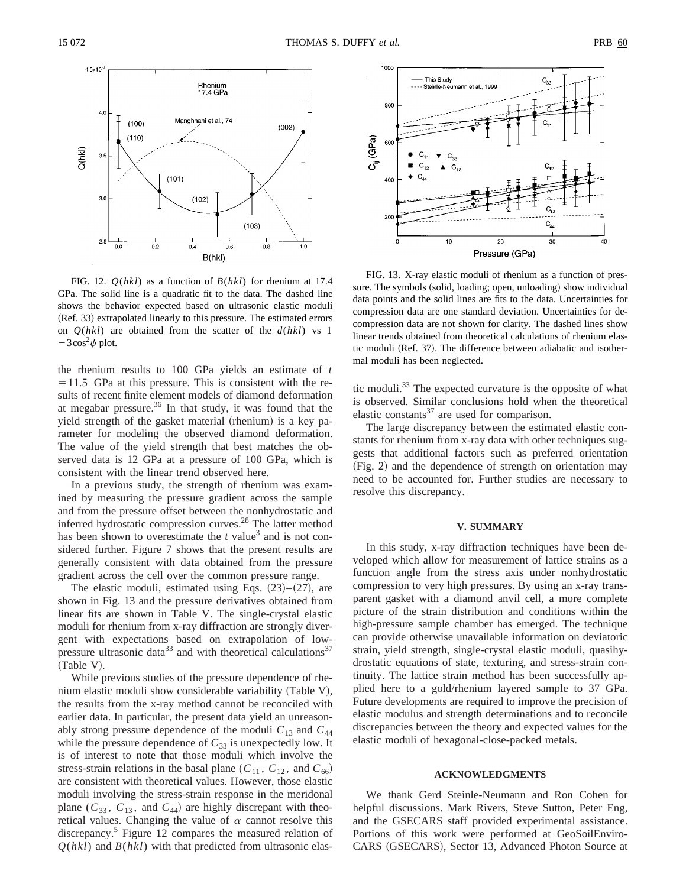FIG. 12. $Q(hkl)$ as a function of $B(hkl)$ for rhenium at 17.4 GPa. The solid line is a quadratic fit to the data. The dashed line shows the behavior expected based on ultrasonic elastic moduli (Ref. 33) extrapolated linearly to this pressure. The estimated errors on $Q(hkl)$ are obtained from the scatter of the $d(hkl)$ vs $1-3\cos^2\psi$ plot.

the rhenium results to 100 GPa yields an estimate of $t = 11.5$ GPa at this pressure. This is consistent with the results of recent finite element models of diamond deformation at megabar pressure.[36] In that study, it was found that the yield strength of the gasket material (rhenium) is a key parameter for modeling the observed diamond deformation. The value of the yield strength that best matches the observed data is 12 GPa at a pressure of 100 GPa, which is consistent with the linear trend observed here.

In a previous study, the strength of rhenium was examined by measuring the pressure gradient across the sample and from the pressure offset between the nonhydrostatic and inferred hydrostatic compression curves.[28] The latter method has been shown to overestimate the $t$ value[3] and is not considered further. Figure 7 shows that the present results are generally consistent with data obtained from the pressure gradient across the cell over the common pressure range.

The elastic moduli, estimated using Eqs. (23)–(27), are shown in Fig. 13 and the pressure derivatives obtained from linear fits are shown in Table V. The single-crystal elastic moduli for rhenium from x-ray diffraction are strongly divergent with expectations based on extrapolation of low-pressure ultrasonic data[33] and with theoretical calculations[37] (Table V).

While previous studies of the pressure dependence of rhenium elastic moduli show considerable variability (Table V), the results from the x-ray method cannot be reconciled with earlier data. In particular, the present data yield an unreasonably strong pressure dependence of the moduli $C_{13}$ and $C_{44}$ while the pressure dependence of $C_{33}$ is unexpectedly low. It is of interest to note that those moduli which involve the stress-strain relations in the basal plane ($C_{11}$, $C_{12}$, and $C_{66}$) are consistent with theoretical values. However, those elastic moduli involving the stress-strain response in the meridonal plane ($C_{33}$, $C_{13}$, and $C_{44}$) are highly discrepant with theoretical values. Changing the value of $\alpha$ cannot resolve this discrepancy.[5] Figure 12 compares the measured relation of $Q(hkl)$ and $B(hkl)$ with that predicted from ultrasonic elastic moduli.[33] The expected curvature is the opposite of what is observed. Similar conclusions hold when the theoretical elastic constants[37] are used for comparison.

FIG. 13. X-ray elastic moduli of rhenium as a function of pressure. The symbols (solid, loading; open, unloading) show individual data points and the solid lines are fits to the data. Uncertainties for compression data are one standard deviation. Uncertainties for decompression data are not shown for clarity. The dashed lines show linear trends obtained from theoretical calculations of rhenium elastic moduli (Ref. 37). The difference between adiabatic and isothermal moduli has been neglected.

The large discrepancy between the estimated elastic constants for rhenium from x-ray data with other techniques suggests that additional factors such as preferred orientation (Fig. 2) and the dependence of strength on orientation may need to be accounted for. Further studies are necessary to resolve this discrepancy.

## V. SUMMARY

In this study, x-ray diffraction techniques have been developed which allow for measurement of lattice strains as a function angle from the stress axis under nonhydrostatic compression to very high pressures. By using an x-ray transparent gasket with a diamond anvil cell, a more complete picture of the strain distribution and conditions within the high-pressure sample chamber has emerged. The technique can provide otherwise unavailable information on deviatoric strain, yield strength, single-crystal elastic moduli, quasihydrostatic equations of state, texturing, and stress-strain continuity. The lattice strain method has been successfully applied here to a gold/rhenium layered sample to 37 GPa. Future developments are required to improve the precision of elastic modulus and strength determinations and to reconcile discrepancies between the theory and expected values for the elastic moduli of hexagonal-close-packed metals.

## ACKNOWLEDGMENTS

We thank Gerd Steinle-Neumann and Ron Cohen for helpful discussions. Mark Rivers, Steve Sutton, Peter Eng, and the GSECARS staff provided experimental assistance. Portions of this work were performed at GeoSoilEnviroCARS (GSECARS), Sector 13, Advanced Photon Source at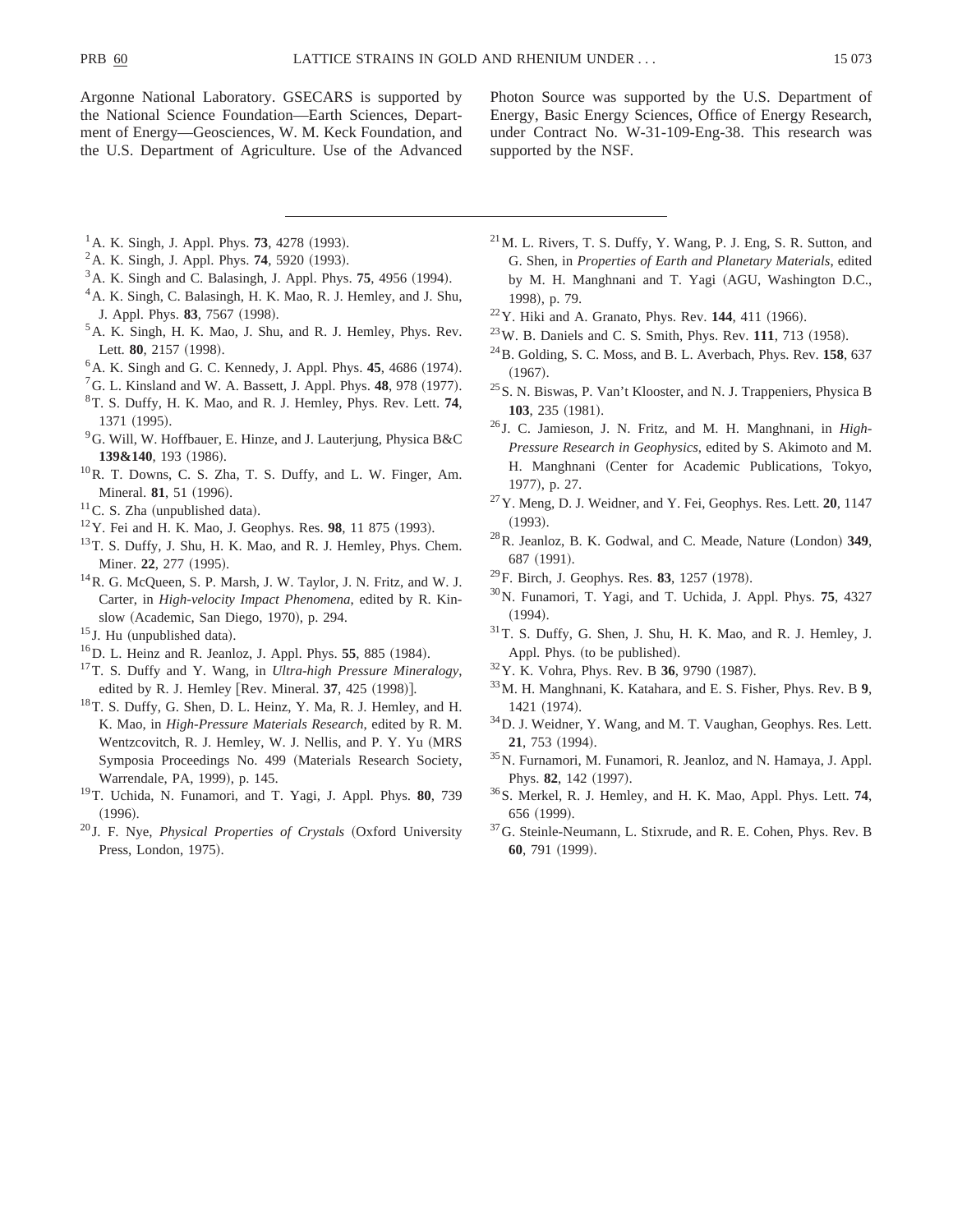Argonne National Laboratory. GSECARS is supported by the National Science Foundation—Earth Sciences, Department of Energy—Geosciences, W. M. Keck Foundation, and the U.S. Department of Agriculture. Use of the Advanced Photon Source was supported by the U.S. Department of Energy, Basic Energy Sciences, Office of Energy Research, under Contract No. W-31-109-Eng-38. This research was supported by the NSF.

---

[1] A. K. Singh, J. Appl. Phys. **73**, 4278 (1993).

[2] A. K. Singh, J. Appl. Phys. **74**, 5920 (1993).

[3] A. K. Singh and C. Balasingh, J. Appl. Phys. **75**, 4956 (1994).

[4] A. K. Singh, C. Balasingh, H. K. Mao, R. J. Hemley, and J. Shu, J. Appl. Phys. **83**, 7567 (1998).

[5] A. K. Singh, H. K. Mao, J. Shu, and R. J. Hemley, Phys. Rev. Lett. **80**, 2157 (1998).

[6] A. K. Singh and G. C. Kennedy, J. Appl. Phys. **45**, 4686 (1974).

[7] G. L. Kinsland and W. A. Bassett, J. Appl. Phys. **48**, 978 (1977).

[8] T. S. Duffy, H. K. Mao, and R. J. Hemley, Phys. Rev. Lett. **74**, 1371 (1995).

[9] G. Will, W. Hoffbauer, E. Hinze, and J. Lauterjung, Physica B&C **139&140**, 193 (1986).

[10] R. T. Downs, C. S. Zha, T. S. Duffy, and L. W. Finger, Am. Mineral. **81**, 51 (1996).

[11] C. S. Zha (unpublished data).

[12] Y. Fei and H. K. Mao, J. Geophys. Res. **98**, 11 875 (1993).

[13] T. S. Duffy, J. Shu, H. K. Mao, and R. J. Hemley, Phys. Chem. Miner. **22**, 277 (1995).

[14] R. G. McQueen, S. P. Marsh, J. W. Taylor, J. N. Fritz, and W. J. Carter, in *High-velocity Impact Phenomena*, edited by R. Kinslow (Academic, San Diego, 1970), p. 294.

[15] J. Hu (unpublished data).

[16] D. L. Heinz and R. Jeanloz, J. Appl. Phys. **55**, 885 (1984).

[17] T. S. Duffy and Y. Wang, in *Ultra-high Pressure Mineralogy*, edited by R. J. Hemley [Rev. Mineral. **37**, 425 (1998)].

[18] T. S. Duffy, G. Shen, D. L. Heinz, Y. Ma, R. J. Hemley, and H. K. Mao, in *High-Pressure Materials Research*, edited by R. M. Wentzcovitch, R. J. Hemley, W. J. Nellis, and P. Y. Yu (MRS Symposia Proceedings No. 499 (Materials Research Society, Warrendale, PA, 1999), p. 145.

[19] T. Uchida, N. Funamori, and T. Yagi, J. Appl. Phys. **80**, 739 (1996).

[20] J. F. Nye, *Physical Properties of Crystals* (Oxford University Press, London, 1975).

[21] M. L. Rivers, T. S. Duffy, Y. Wang, P. J. Eng, S. R. Sutton, and G. Shen, in *Properties of Earth and Planetary Materials*, edited by M. H. Manghnani and T. Yagi (AGU, Washington D.C., 1998), p. 79.

[22] Y. Hiki and A. Granato, Phys. Rev. **144**, 411 (1966).

[23] W. B. Daniels and C. S. Smith, Phys. Rev. **111**, 713 (1958).

[24] B. Golding, S. C. Moss, and B. L. Averbach, Phys. Rev. **158**, 637 (1967).

[25] S. N. Biswas, P. Van't Klooster, and N. J. Trappeniers, Physica B **103**, 235 (1981).

[26] J. C. Jamieson, J. N. Fritz, and M. H. Manghnani, in *High-Pressure Research in Geophysics*, edited by S. Akimoto and M. H. Manghnani (Center for Academic Publications, Tokyo, 1977), p. 27.

[27] Y. Meng, D. J. Weidner, and Y. Fei, Geophys. Res. Lett. **20**, 1147 (1993).

[28] R. Jeanloz, B. K. Godwal, and C. Meade, Nature (London) **349**, 687 (1991).

[29] F. Birch, J. Geophys. Res. **83**, 1257 (1978).

[30] N. Funamori, T. Yagi, and T. Uchida, J. Appl. Phys. **75**, 4327 (1994).

[31] T. S. Duffy, G. Shen, J. Shu, H. K. Mao, and R. J. Hemley, J. Appl. Phys. (to be published).

[32] Y. K. Vohra, Phys. Rev. B **36**, 9790 (1987).

[33] M. H. Manghnani, K. Katahara, and E. S. Fisher, Phys. Rev. B **9**, 1421 (1974).

[34] D. J. Weidner, Y. Wang, and M. T. Vaughan, Geophys. Res. Lett. **21**, 753 (1994).

[35] N. Furnamori, M. Funamori, R. Jeanloz, and N. Hamaya, J. Appl. Phys. **82**, 142 (1997).

[36] S. Merkel, R. J. Hemley, and H. K. Mao, Appl. Phys. Lett. **74**, 656 (1999).

[37] G. Steinle-Neumann, L. Stixrude, and R. E. Cohen, Phys. Rev. B **60**, 791 (1999).